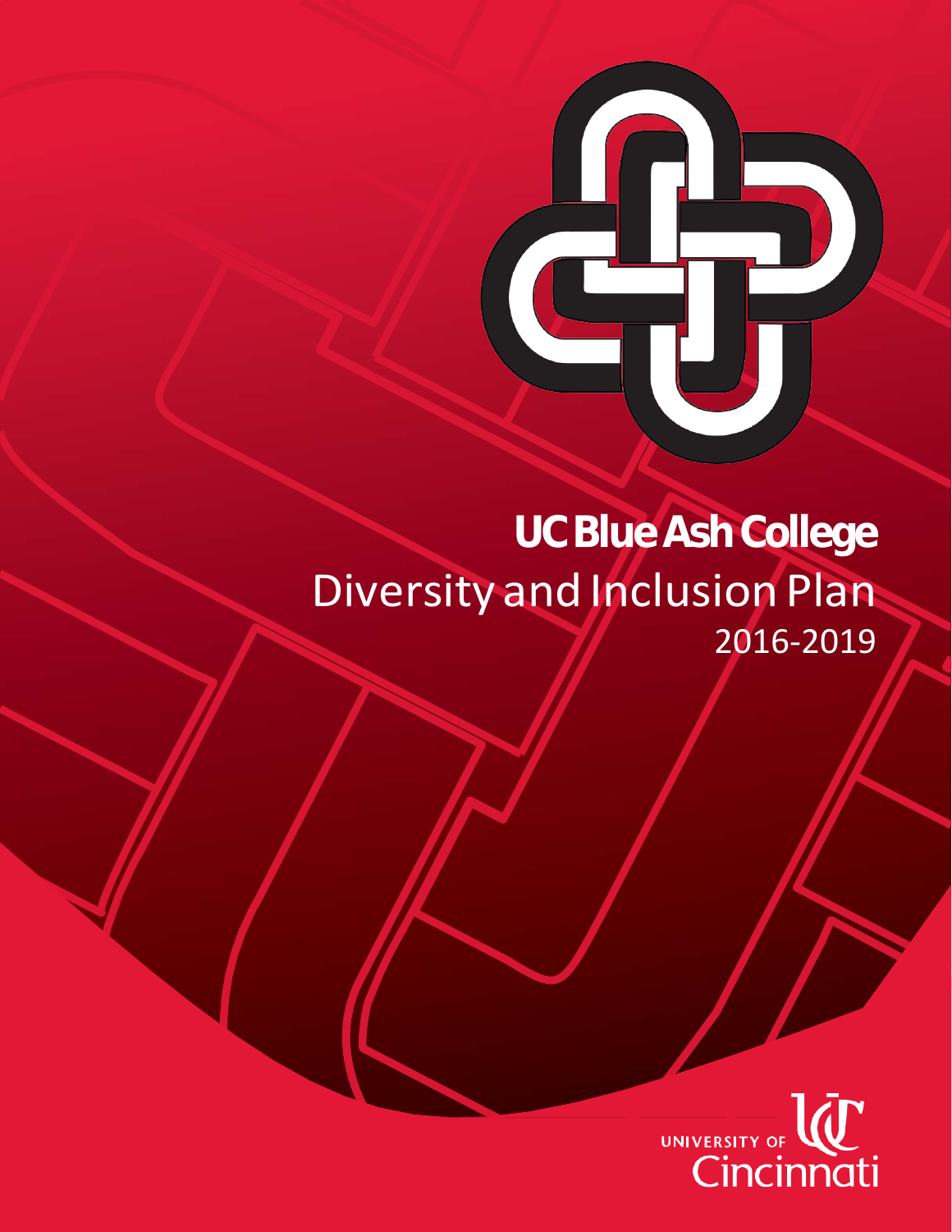# UC Blue Ash College

## Diversity and Inclusion Plan

2016-2019

University of Cincinnati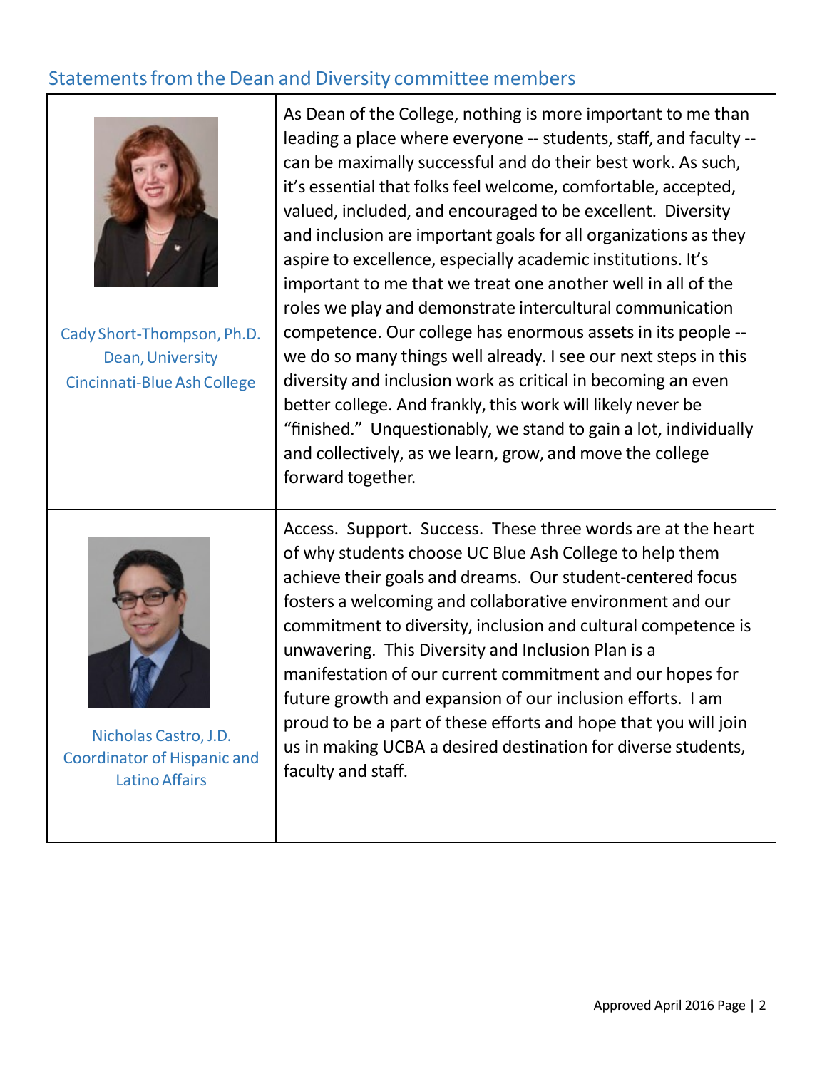## Statements from the Dean and Diversity committee members

| | |
|---|---|
| Cady Short-Thompson, Ph.D. Dean, University Cincinnati-Blue Ash College | As Dean of the College, nothing is more important to me than leading a place where everyone -- students, staff, and faculty -- can be maximally successful and do their best work. As such, it's essential that folks feel welcome, comfortable, accepted, valued, included, and encouraged to be excellent. Diversity and inclusion are important goals for all organizations as they aspire to excellence, especially academic institutions. It's important to me that we treat one another well in all of the roles we play and demonstrate intercultural communication competence. Our college has enormous assets in its people -- we do so many things well already. I see our next steps in this diversity and inclusion work as critical in becoming an even better college. And frankly, this work will likely never be "finished." Unquestionably, we stand to gain a lot, individually and collectively, as we learn, grow, and move the college forward together. |
| Nicholas Castro, J.D. Coordinator of Hispanic and Latino Affairs | Access. Support. Success. These three words are at the heart of why students choose UC Blue Ash College to help them achieve their goals and dreams. Our student-centered focus fosters a welcoming and collaborative environment and our commitment to diversity, inclusion and cultural competence is unwavering. This Diversity and Inclusion Plan is a manifestation of our current commitment and our hopes for future growth and expansion of our inclusion efforts. I am proud to be a part of these efforts and hope that you will join us in making UCBA a desired destination for diverse students, faculty and staff. |

Approved April 2016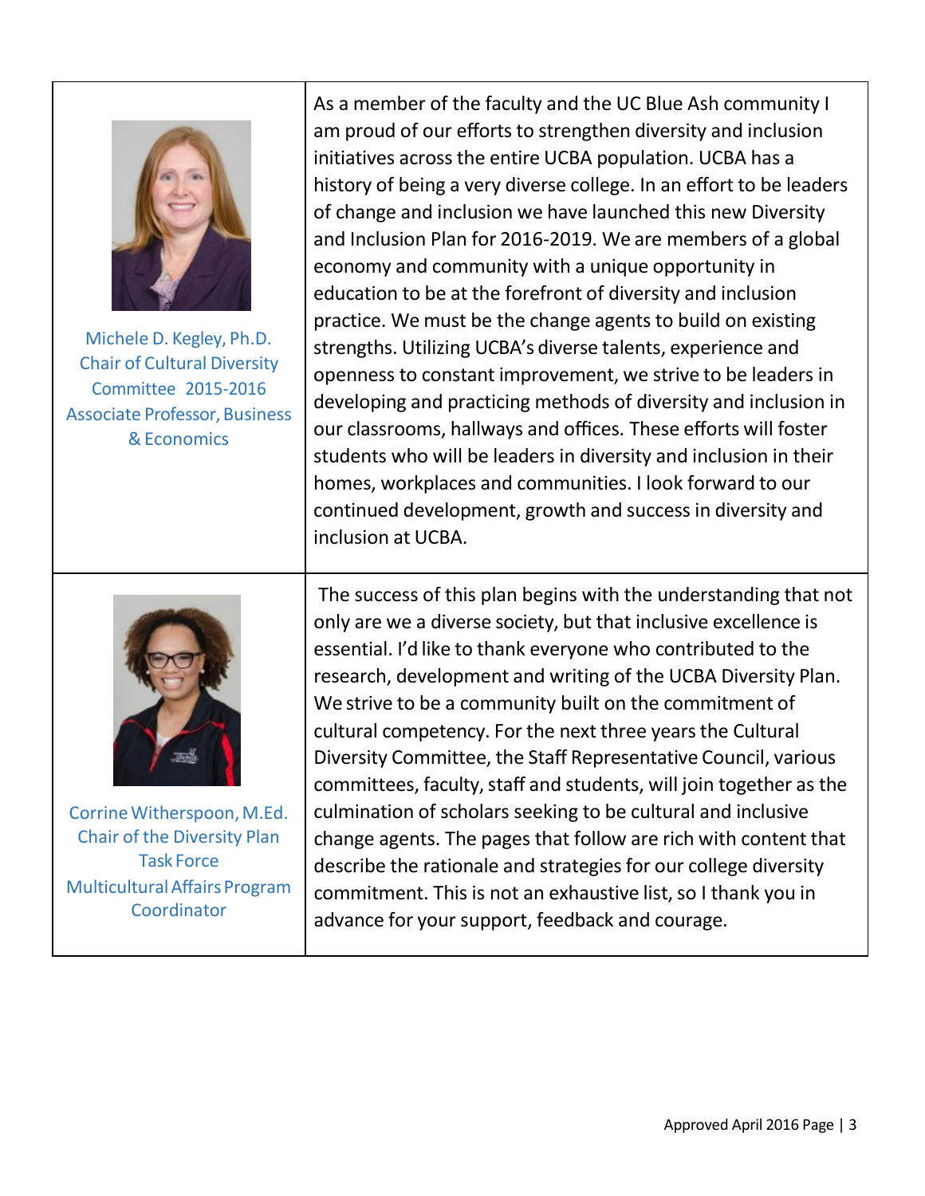| | |
|---|---|
| Michele D. Kegley, Ph.D.<br>Chair of Cultural Diversity Committee 2015-2016<br>Associate Professor, Business & Economics | As a member of the faculty and the UC Blue Ash community I am proud of our efforts to strengthen diversity and inclusion initiatives across the entire UCBA population. UCBA has a history of being a very diverse college. In an effort to be leaders of change and inclusion we have launched this new Diversity and Inclusion Plan for 2016-2019. We are members of a global economy and community with a unique opportunity in education to be at the forefront of diversity and inclusion practice. We must be the change agents to build on existing strengths. Utilizing UCBA's diverse talents, experience and openness to constant improvement, we strive to be leaders in developing and practicing methods of diversity and inclusion in our classrooms, hallways and offices. These efforts will foster students who will be leaders in diversity and inclusion in their homes, workplaces and communities. I look forward to our continued development, growth and success in diversity and inclusion at UCBA. |
| Corrine Witherspoon, M.Ed.<br>Chair of the Diversity Plan Task Force<br>Multicultural Affairs Program Coordinator | The success of this plan begins with the understanding that not only are we a diverse society, but that inclusive excellence is essential. I'd like to thank everyone who contributed to the research, development and writing of the UCBA Diversity Plan. We strive to be a community built on the commitment of cultural competency. For the next three years the Cultural Diversity Committee, the Staff Representative Council, various committees, faculty, staff and students, will join together as the culmination of scholars seeking to be cultural and inclusive change agents. The pages that follow are rich with content that describe the rationale and strategies for our college diversity commitment. This is not an exhaustive list, so I thank you in advance for your support, feedback and courage. |

Approved April 2016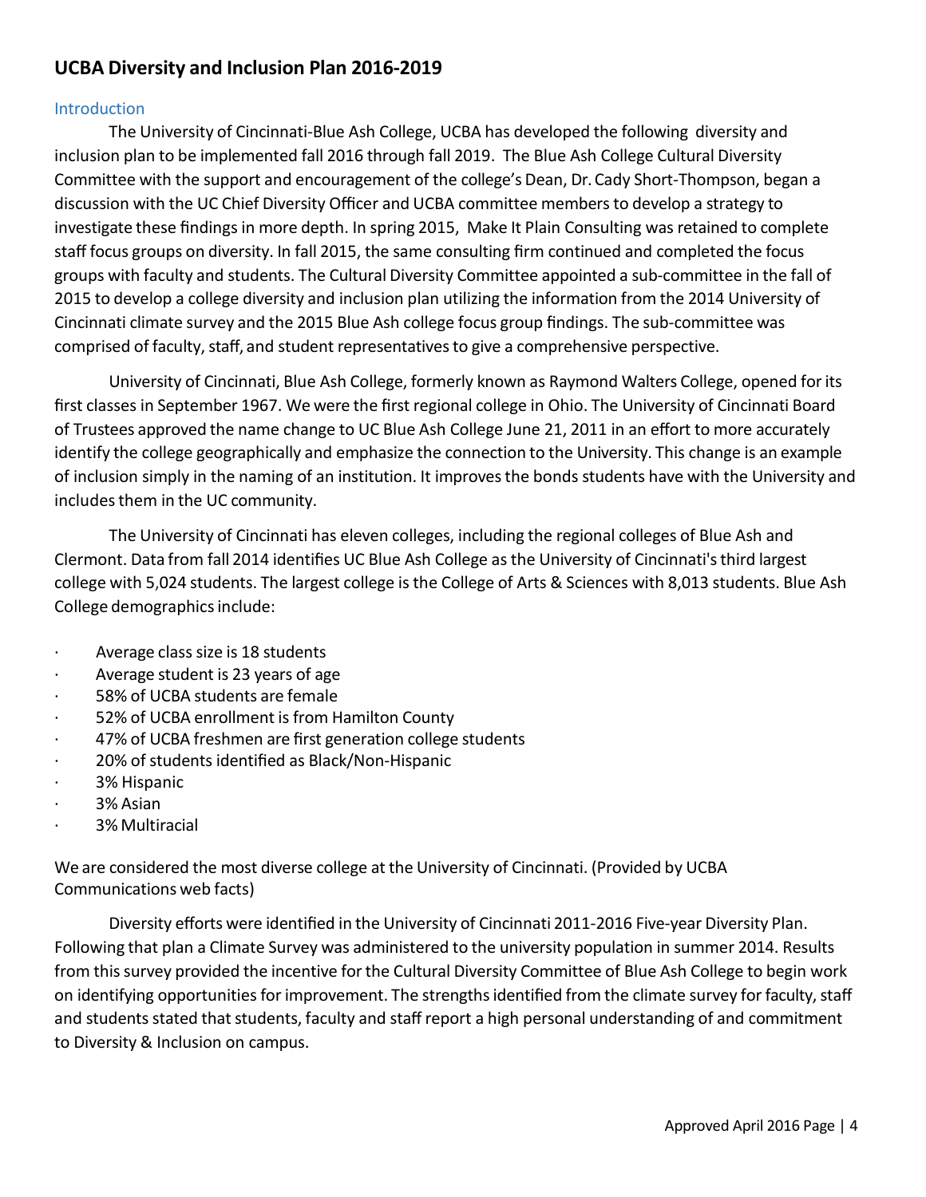## UCBA Diversity and Inclusion Plan 2016-2019

### Introduction

The University of Cincinnati-Blue Ash College, UCBA has developed the following diversity and inclusion plan to be implemented fall 2016 through fall 2019. The Blue Ash College Cultural Diversity Committee with the support and encouragement of the college's Dean, Dr. Cady Short-Thompson, began a discussion with the UC Chief Diversity Officer and UCBA committee members to develop a strategy to investigate these findings in more depth. In spring 2015, Make It Plain Consulting was retained to complete staff focus groups on diversity. In fall 2015, the same consulting firm continued and completed the focus groups with faculty and students. The Cultural Diversity Committee appointed a sub-committee in the fall of 2015 to develop a college diversity and inclusion plan utilizing the information from the 2014 University of Cincinnati climate survey and the 2015 Blue Ash college focus group findings. The sub-committee was comprised of faculty, staff, and student representatives to give a comprehensive perspective.

University of Cincinnati, Blue Ash College, formerly known as Raymond Walters College, opened for its first classes in September 1967. We were the first regional college in Ohio. The University of Cincinnati Board of Trustees approved the name change to UC Blue Ash College June 21, 2011 in an effort to more accurately identify the college geographically and emphasize the connection to the University. This change is an example of inclusion simply in the naming of an institution. It improves the bonds students have with the University and includes them in the UC community.

The University of Cincinnati has eleven colleges, including the regional colleges of Blue Ash and Clermont. Data from fall 2014 identifies UC Blue Ash College as the University of Cincinnati's third largest college with 5,024 students. The largest college is the College of Arts & Sciences with 8,013 students. Blue Ash College demographics include:

- Average class size is 18 students
- Average student is 23 years of age
- 58% of UCBA students are female
- 52% of UCBA enrollment is from Hamilton County
- 47% of UCBA freshmen are first generation college students
- 20% of students identified as Black/Non-Hispanic
- 3% Hispanic
- 3% Asian
- 3% Multiracial

We are considered the most diverse college at the University of Cincinnati. (Provided by UCBA Communications web facts)

Diversity efforts were identified in the University of Cincinnati 2011-2016 Five-year Diversity Plan. Following that plan a Climate Survey was administered to the university population in summer 2014. Results from this survey provided the incentive for the Cultural Diversity Committee of Blue Ash College to begin work on identifying opportunities for improvement. The strengths identified from the climate survey for faculty, staff and students stated that students, faculty and staff report a high personal understanding of and commitment to Diversity & Inclusion on campus.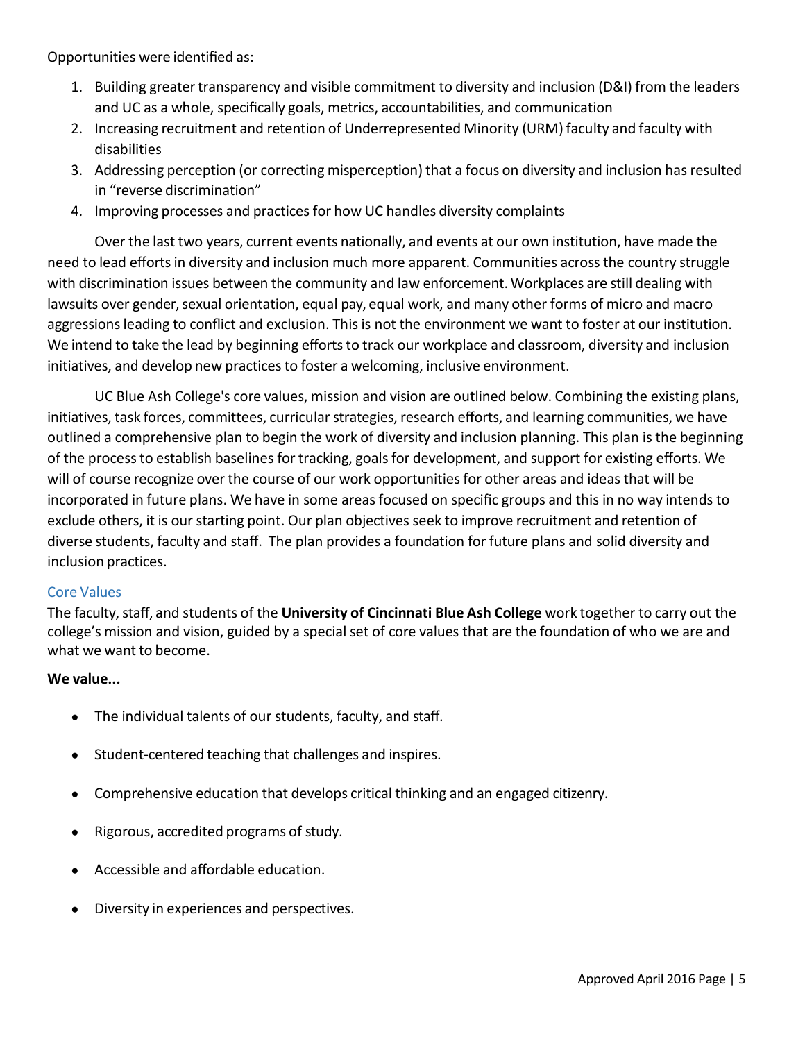Opportunities were identified as:

1. Building greater transparency and visible commitment to diversity and inclusion (D&I) from the leaders and UC as a whole, specifically goals, metrics, accountabilities, and communication
2. Increasing recruitment and retention of Underrepresented Minority (URM) faculty and faculty with disabilities
3. Addressing perception (or correcting misperception) that a focus on diversity and inclusion has resulted in "reverse discrimination"
4. Improving processes and practices for how UC handles diversity complaints

Over the last two years, current events nationally, and events at our own institution, have made the need to lead efforts in diversity and inclusion much more apparent. Communities across the country struggle with discrimination issues between the community and law enforcement. Workplaces are still dealing with lawsuits over gender, sexual orientation, equal pay, equal work, and many other forms of micro and macro aggressions leading to conflict and exclusion. This is not the environment we want to foster at our institution. We intend to take the lead by beginning efforts to track our workplace and classroom, diversity and inclusion initiatives, and develop new practices to foster a welcoming, inclusive environment.

UC Blue Ash College's core values, mission and vision are outlined below. Combining the existing plans, initiatives, task forces, committees, curricular strategies, research efforts, and learning communities, we have outlined a comprehensive plan to begin the work of diversity and inclusion planning. This plan is the beginning of the process to establish baselines for tracking, goals for development, and support for existing efforts. We will of course recognize over the course of our work opportunities for other areas and ideas that will be incorporated in future plans. We have in some areas focused on specific groups and this in no way intends to exclude others, it is our starting point. Our plan objectives seek to improve recruitment and retention of diverse students, faculty and staff. The plan provides a foundation for future plans and solid diversity and inclusion practices.

## Core Values

The faculty, staff, and students of the **University of Cincinnati Blue Ash College** work together to carry out the college's mission and vision, guided by a special set of core values that are the foundation of who we are and what we want to become.

**We value...**

- The individual talents of our students, faculty, and staff.
- Student-centered teaching that challenges and inspires.
- Comprehensive education that develops critical thinking and an engaged citizenry.
- Rigorous, accredited programs of study.
- Accessible and affordable education.
- Diversity in experiences and perspectives.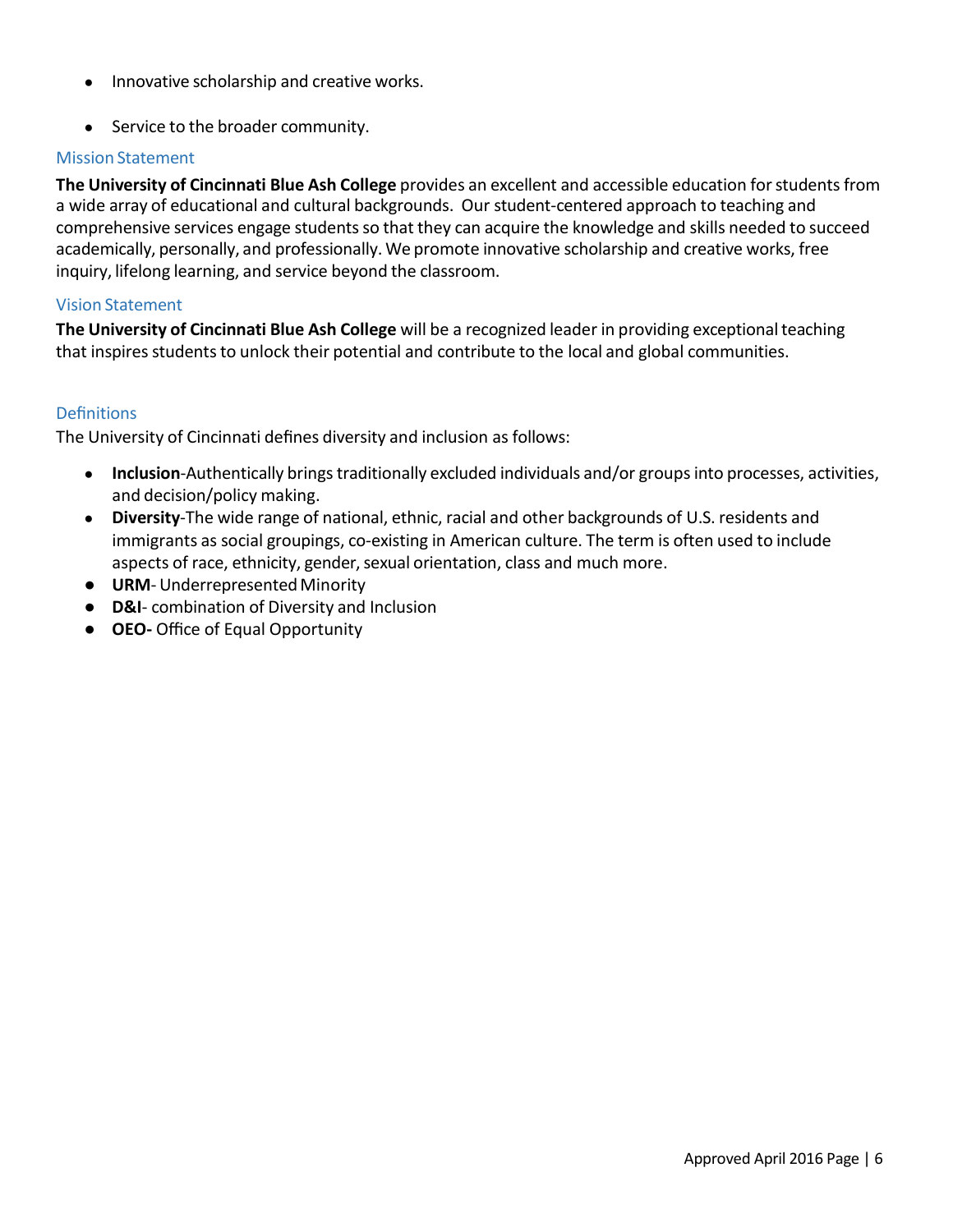- Innovative scholarship and creative works.
- Service to the broader community.

## Mission Statement

**The University of Cincinnati Blue Ash College** provides an excellent and accessible education for students from a wide array of educational and cultural backgrounds. Our student-centered approach to teaching and comprehensive services engage students so that they can acquire the knowledge and skills needed to succeed academically, personally, and professionally. We promote innovative scholarship and creative works, free inquiry, lifelong learning, and service beyond the classroom.

## Vision Statement

**The University of Cincinnati Blue Ash College** will be a recognized leader in providing exceptional teaching that inspires students to unlock their potential and contribute to the local and global communities.

## Definitions

The University of Cincinnati defines diversity and inclusion as follows:

- **Inclusion**-Authentically brings traditionally excluded individuals and/or groups into processes, activities, and decision/policy making.
- **Diversity**-The wide range of national, ethnic, racial and other backgrounds of U.S. residents and immigrants as social groupings, co-existing in American culture. The term is often used to include aspects of race, ethnicity, gender, sexual orientation, class and much more.
- **URM**- Underrepresented Minority
- **D&I**- combination of Diversity and Inclusion
- **OEO-** Office of Equal Opportunity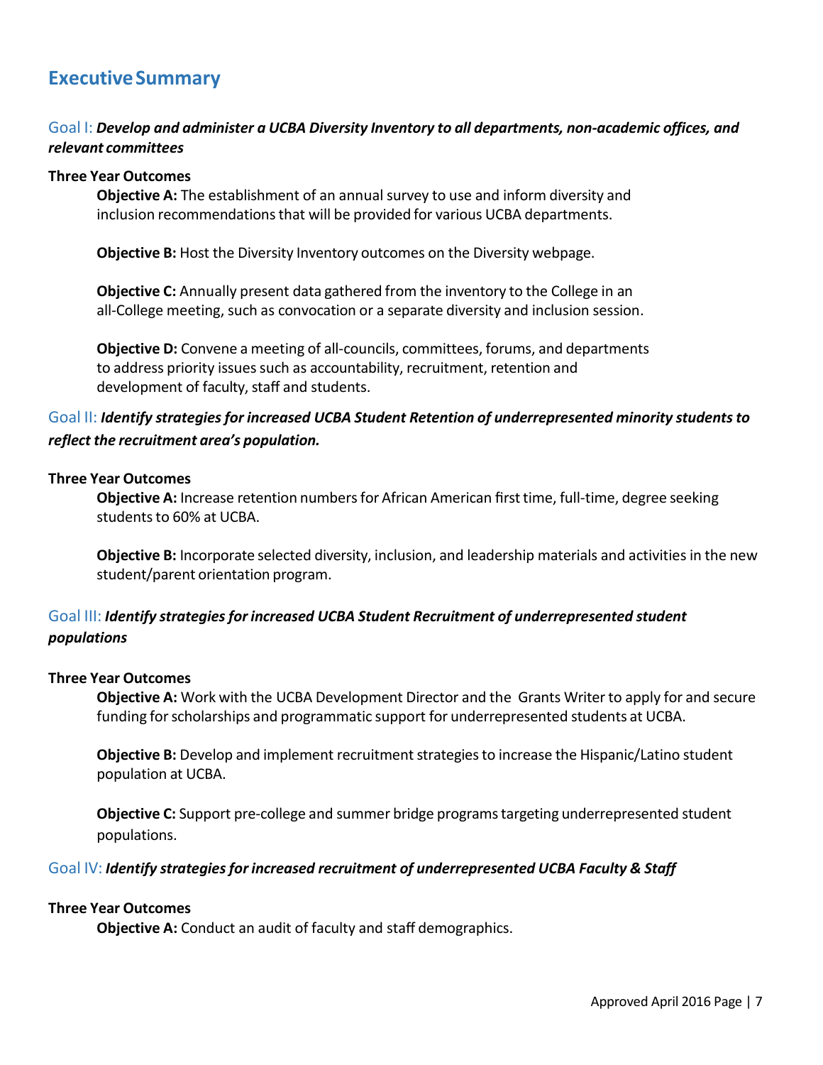# Executive Summary

## Goal I: ***Develop and administer a UCBA Diversity Inventory to all departments, non-academic offices, and relevant committees***

**Three Year Outcomes**

**Objective A:** The establishment of an annual survey to use and inform diversity and inclusion recommendations that will be provided for various UCBA departments.

**Objective B:** Host the Diversity Inventory outcomes on the Diversity webpage.

**Objective C:** Annually present data gathered from the inventory to the College in an all-College meeting, such as convocation or a separate diversity and inclusion session.

**Objective D:** Convene a meeting of all-councils, committees, forums, and departments to address priority issues such as accountability, recruitment, retention and development of faculty, staff and students.

## Goal II: ***Identify strategies for increased UCBA Student Retention of underrepresented minority students to reflect the recruitment area's population.***

**Three Year Outcomes**

**Objective A:** Increase retention numbers for African American first time, full-time, degree seeking students to 60% at UCBA.

**Objective B:** Incorporate selected diversity, inclusion, and leadership materials and activities in the new student/parent orientation program.

## Goal III: ***Identify strategies for increased UCBA Student Recruitment of underrepresented student populations***

**Three Year Outcomes**

**Objective A:** Work with the UCBA Development Director and the Grants Writer to apply for and secure funding for scholarships and programmatic support for underrepresented students at UCBA.

**Objective B:** Develop and implement recruitment strategies to increase the Hispanic/Latino student population at UCBA.

**Objective C:** Support pre-college and summer bridge programs targeting underrepresented student populations.

## Goal IV: ***Identify strategies for increased recruitment of underrepresented UCBA Faculty & Staff***

**Three Year Outcomes**

**Objective A:** Conduct an audit of faculty and staff demographics.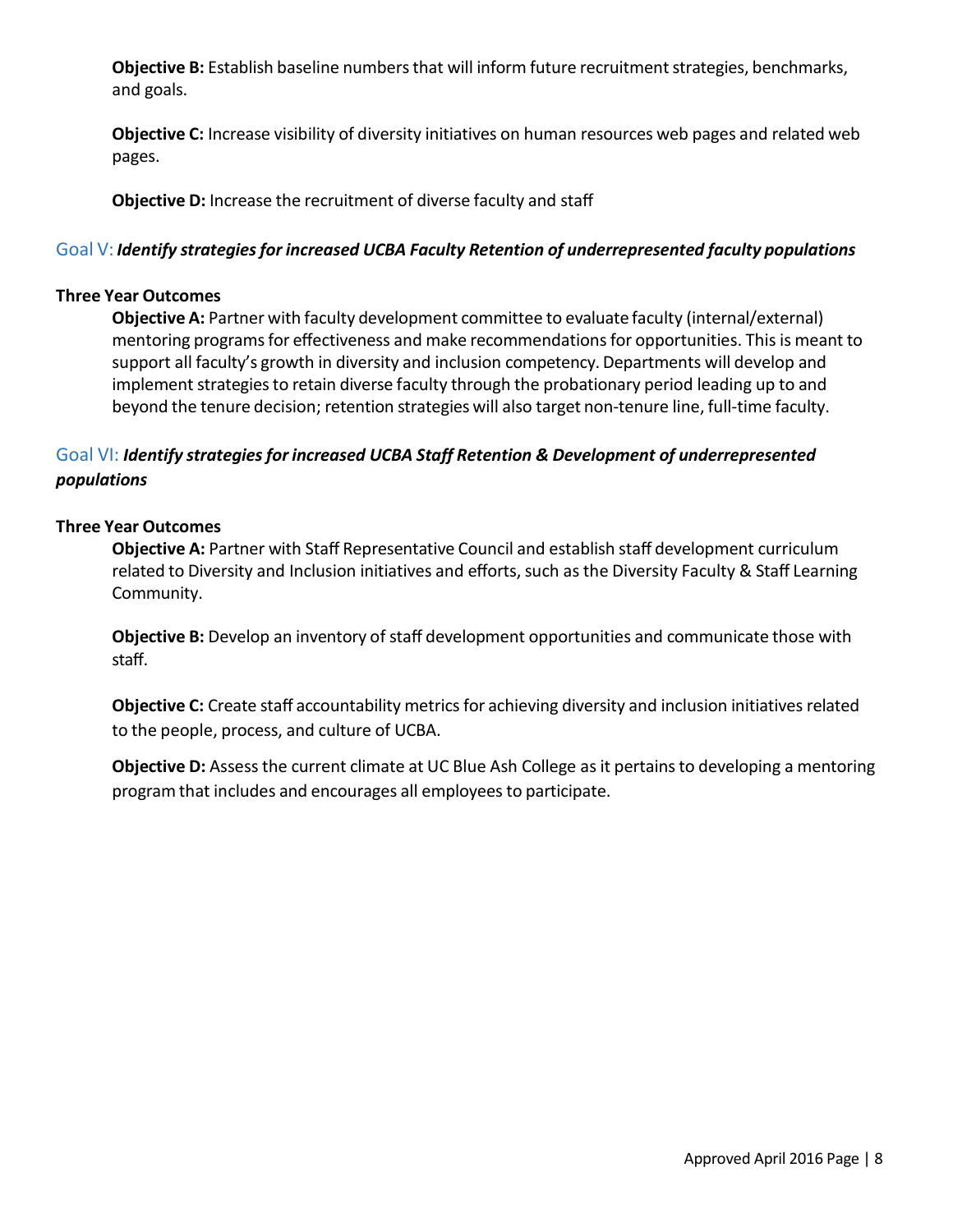**Objective B:** Establish baseline numbers that will inform future recruitment strategies, benchmarks, and goals.

**Objective C:** Increase visibility of diversity initiatives on human resources web pages and related web pages.

**Objective D:** Increase the recruitment of diverse faculty and staff

## Goal V: *Identify strategies for increased UCBA Faculty Retention of underrepresented faculty populations*

**Three Year Outcomes**

**Objective A:** Partner with faculty development committee to evaluate faculty (internal/external) mentoring programs for effectiveness and make recommendations for opportunities. This is meant to support all faculty's growth in diversity and inclusion competency. Departments will develop and implement strategies to retain diverse faculty through the probationary period leading up to and beyond the tenure decision; retention strategies will also target non-tenure line, full-time faculty.

## Goal VI: *Identify strategies for increased UCBA Staff Retention & Development of underrepresented populations*

**Three Year Outcomes**

**Objective A:** Partner with Staff Representative Council and establish staff development curriculum related to Diversity and Inclusion initiatives and efforts, such as the Diversity Faculty & Staff Learning Community.

**Objective B:** Develop an inventory of staff development opportunities and communicate those with staff.

**Objective C:** Create staff accountability metrics for achieving diversity and inclusion initiatives related to the people, process, and culture of UCBA.

**Objective D:** Assess the current climate at UC Blue Ash College as it pertains to developing a mentoring program that includes and encourages all employees to participate.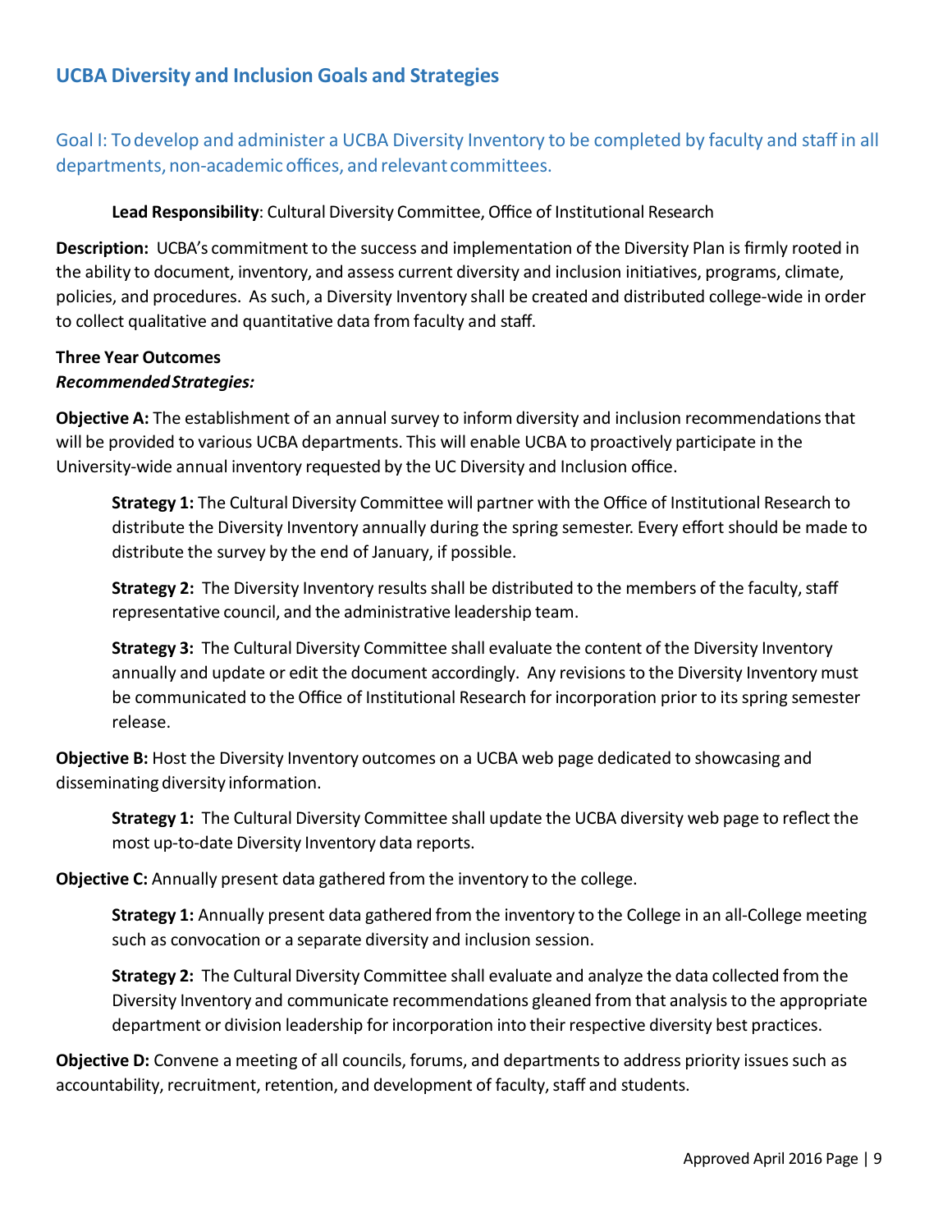## UCBA Diversity and Inclusion Goals and Strategies

### Goal I: To develop and administer a UCBA Diversity Inventory to be completed by faculty and staff in all departments, non-academic offices, and relevant committees.

**Lead Responsibility**: Cultural Diversity Committee, Office of Institutional Research

**Description:** UCBA's commitment to the success and implementation of the Diversity Plan is firmly rooted in the ability to document, inventory, and assess current diversity and inclusion initiatives, programs, climate, policies, and procedures. As such, a Diversity Inventory shall be created and distributed college-wide in order to collect qualitative and quantitative data from faculty and staff.

**Three Year Outcomes**
***Recommended Strategies:***

**Objective A:** The establishment of an annual survey to inform diversity and inclusion recommendations that will be provided to various UCBA departments. This will enable UCBA to proactively participate in the University-wide annual inventory requested by the UC Diversity and Inclusion office.

> **Strategy 1:** The Cultural Diversity Committee will partner with the Office of Institutional Research to distribute the Diversity Inventory annually during the spring semester. Every effort should be made to distribute the survey by the end of January, if possible.
>
> **Strategy 2:** The Diversity Inventory results shall be distributed to the members of the faculty, staff representative council, and the administrative leadership team.
>
> **Strategy 3:** The Cultural Diversity Committee shall evaluate the content of the Diversity Inventory annually and update or edit the document accordingly. Any revisions to the Diversity Inventory must be communicated to the Office of Institutional Research for incorporation prior to its spring semester release.

**Objective B:** Host the Diversity Inventory outcomes on a UCBA web page dedicated to showcasing and disseminating diversity information.

> **Strategy 1:** The Cultural Diversity Committee shall update the UCBA diversity web page to reflect the most up-to-date Diversity Inventory data reports.

**Objective C:** Annually present data gathered from the inventory to the college.

> **Strategy 1:** Annually present data gathered from the inventory to the College in an all-College meeting such as convocation or a separate diversity and inclusion session.
>
> **Strategy 2:** The Cultural Diversity Committee shall evaluate and analyze the data collected from the Diversity Inventory and communicate recommendations gleaned from that analysis to the appropriate department or division leadership for incorporation into their respective diversity best practices.

**Objective D:** Convene a meeting of all councils, forums, and departments to address priority issues such as accountability, recruitment, retention, and development of faculty, staff and students.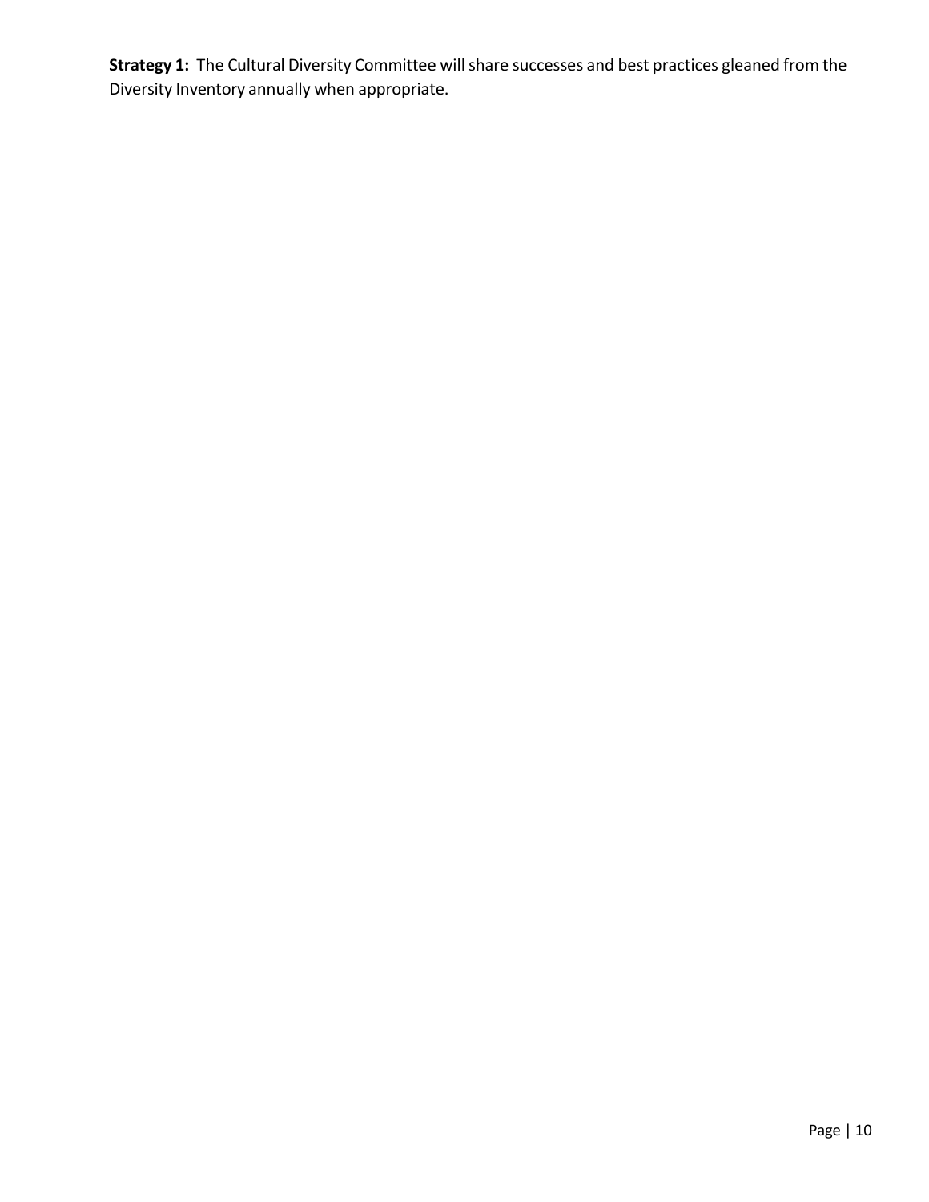**Strategy 1:** The Cultural Diversity Committee will share successes and best practices gleaned from the Diversity Inventory annually when appropriate.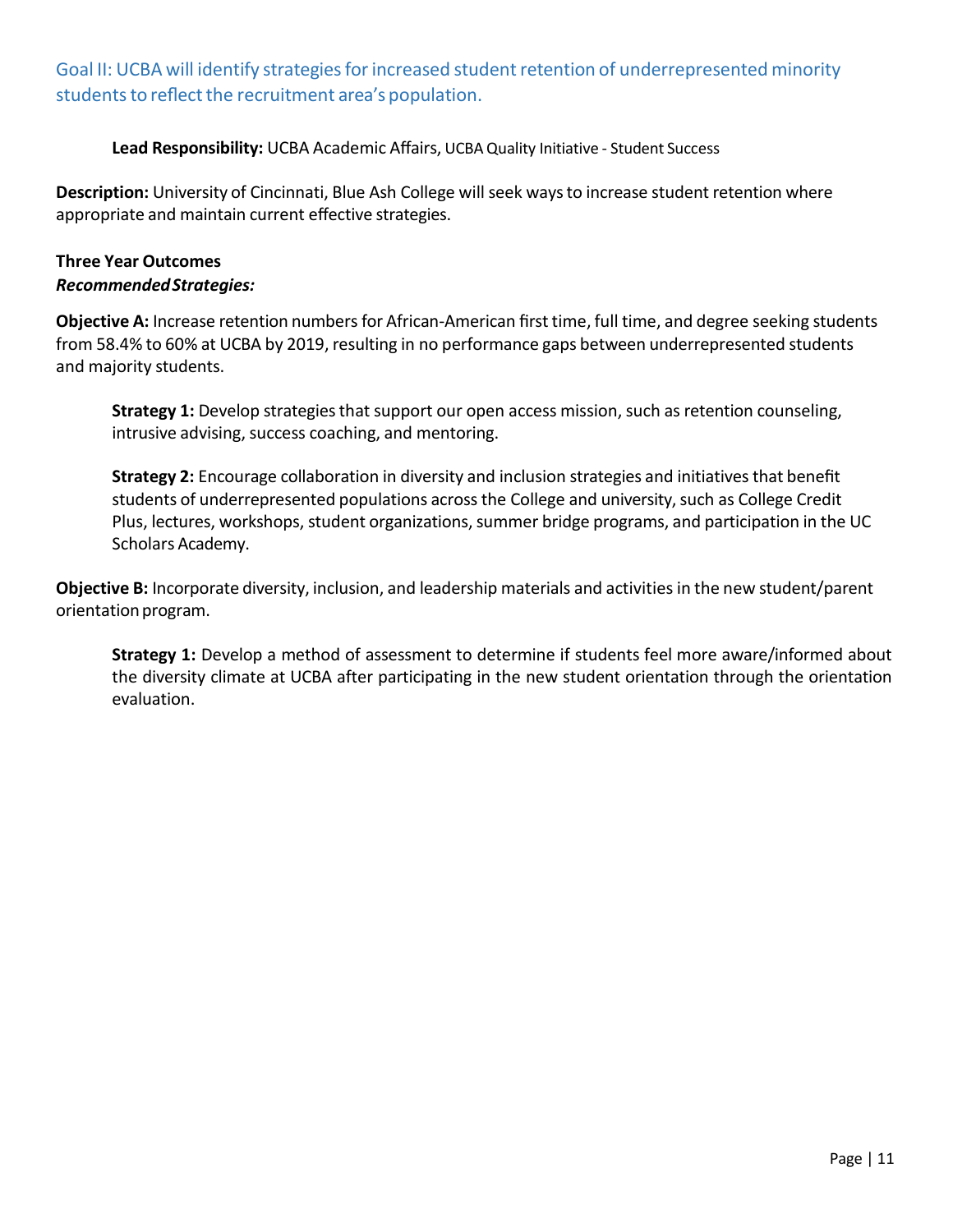## Goal II: UCBA will identify strategies for increased student retention of underrepresented minority students to reflect the recruitment area's population.

**Lead Responsibility:** UCBA Academic Affairs, UCBA Quality Initiative - Student Success

**Description:** University of Cincinnati, Blue Ash College will seek ways to increase student retention where appropriate and maintain current effective strategies.

**Three Year Outcomes**
***Recommended Strategies:***

**Objective A:** Increase retention numbers for African-American first time, full time, and degree seeking students from 58.4% to 60% at UCBA by 2019, resulting in no performance gaps between underrepresented students and majority students.

**Strategy 1:** Develop strategies that support our open access mission, such as retention counseling, intrusive advising, success coaching, and mentoring.

**Strategy 2:** Encourage collaboration in diversity and inclusion strategies and initiatives that benefit students of underrepresented populations across the College and university, such as College Credit Plus, lectures, workshops, student organizations, summer bridge programs, and participation in the UC Scholars Academy.

**Objective B:** Incorporate diversity, inclusion, and leadership materials and activities in the new student/parent orientation program.

**Strategy 1:** Develop a method of assessment to determine if students feel more aware/informed about the diversity climate at UCBA after participating in the new student orientation through the orientation evaluation.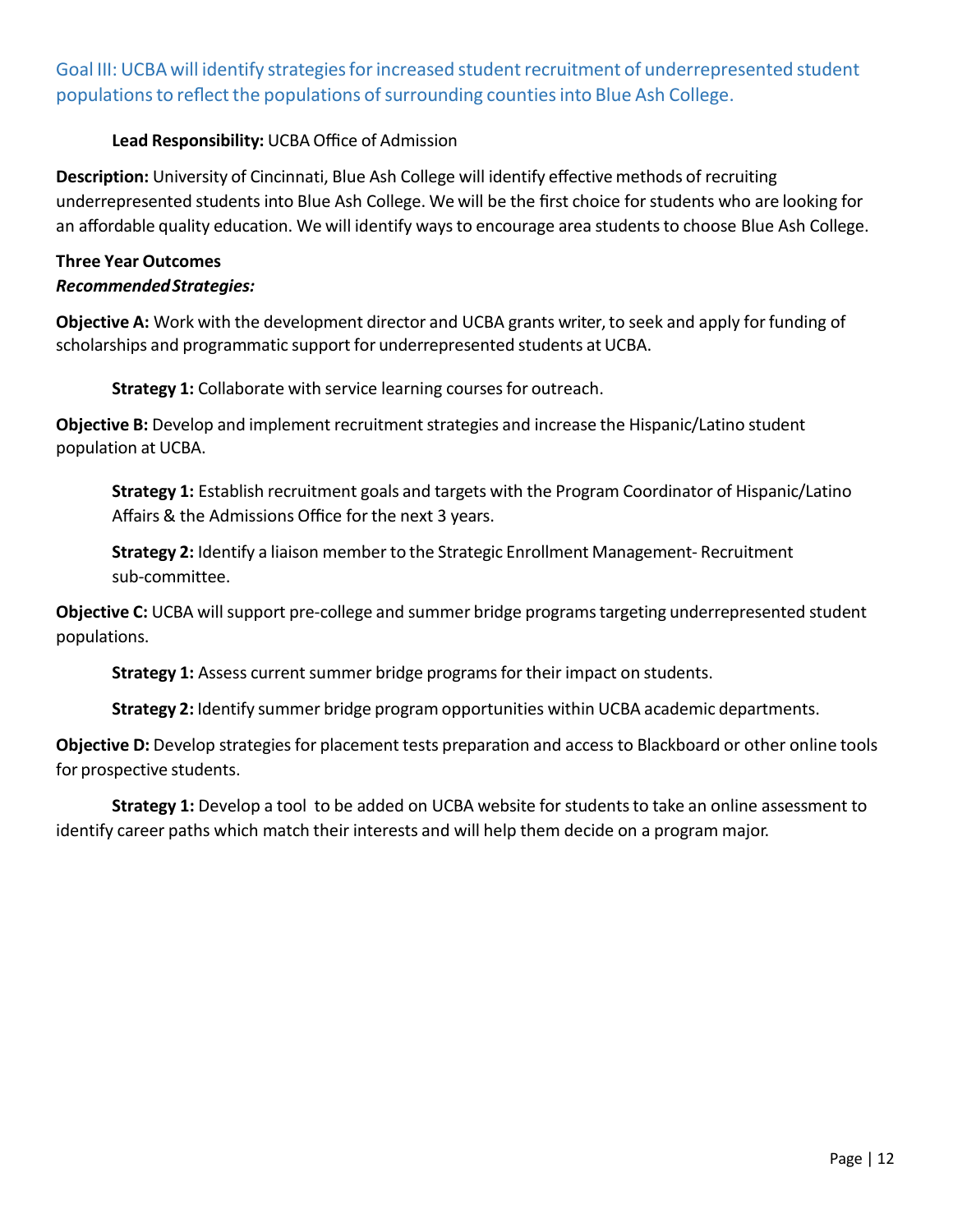## Goal III: UCBA will identify strategies for increased student recruitment of underrepresented student populations to reflect the populations of surrounding counties into Blue Ash College.

**Lead Responsibility:** UCBA Office of Admission

**Description:** University of Cincinnati, Blue Ash College will identify effective methods of recruiting underrepresented students into Blue Ash College. We will be the first choice for students who are looking for an affordable quality education. We will identify ways to encourage area students to choose Blue Ash College.

**Three Year Outcomes**
***Recommended Strategies:***

**Objective A:** Work with the development director and UCBA grants writer, to seek and apply for funding of scholarships and programmatic support for underrepresented students at UCBA.

**Strategy 1:** Collaborate with service learning courses for outreach.

**Objective B:** Develop and implement recruitment strategies and increase the Hispanic/Latino student population at UCBA.

**Strategy 1:** Establish recruitment goals and targets with the Program Coordinator of Hispanic/Latino Affairs & the Admissions Office for the next 3 years.

**Strategy 2:** Identify a liaison member to the Strategic Enrollment Management- Recruitment sub-committee.

**Objective C:** UCBA will support pre-college and summer bridge programs targeting underrepresented student populations.

**Strategy 1:** Assess current summer bridge programs for their impact on students.

**Strategy 2:** Identify summer bridge program opportunities within UCBA academic departments.

**Objective D:** Develop strategies for placement tests preparation and access to Blackboard or other online tools for prospective students.

**Strategy 1:** Develop a tool to be added on UCBA website for students to take an online assessment to identify career paths which match their interests and will help them decide on a program major.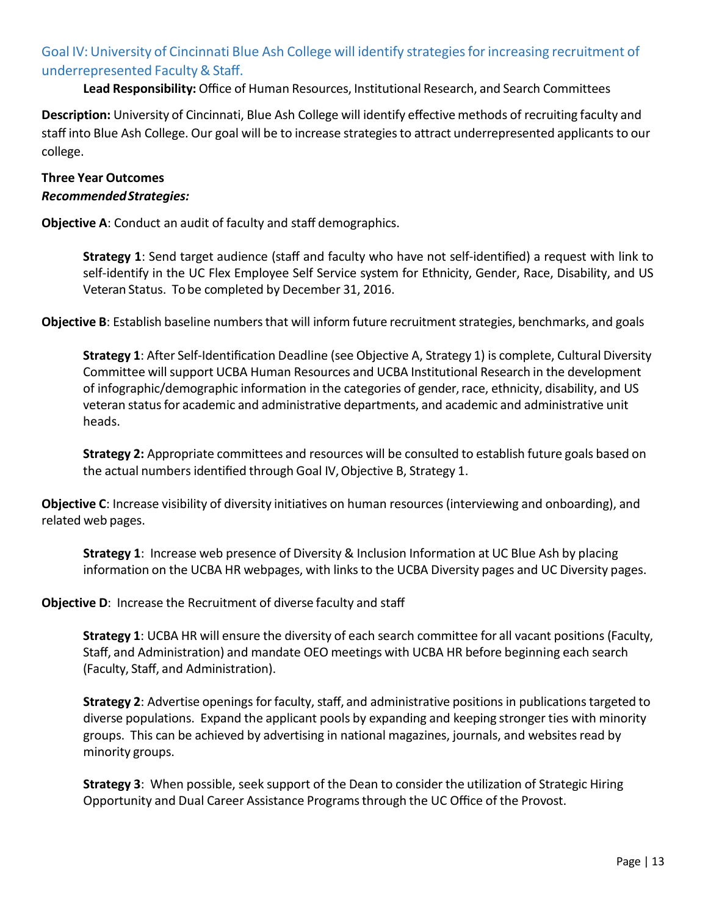## Goal IV: University of Cincinnati Blue Ash College will identify strategies for increasing recruitment of underrepresented Faculty & Staff.

**Lead Responsibility:** Office of Human Resources, Institutional Research, and Search Committees

**Description:** University of Cincinnati, Blue Ash College will identify effective methods of recruiting faculty and staff into Blue Ash College. Our goal will be to increase strategies to attract underrepresented applicants to our college.

**Three Year Outcomes**
***Recommended Strategies:***

**Objective A**: Conduct an audit of faculty and staff demographics.

**Strategy 1**: Send target audience (staff and faculty who have not self-identified) a request with link to self-identify in the UC Flex Employee Self Service system for Ethnicity, Gender, Race, Disability, and US Veteran Status. To be completed by December 31, 2016.

**Objective B**: Establish baseline numbers that will inform future recruitment strategies, benchmarks, and goals

**Strategy 1**: After Self-Identification Deadline (see Objective A, Strategy 1) is complete, Cultural Diversity Committee will support UCBA Human Resources and UCBA Institutional Research in the development of infographic/demographic information in the categories of gender, race, ethnicity, disability, and US veteran status for academic and administrative departments, and academic and administrative unit heads.

**Strategy 2:** Appropriate committees and resources will be consulted to establish future goals based on the actual numbers identified through Goal IV, Objective B, Strategy 1.

**Objective C**: Increase visibility of diversity initiatives on human resources (interviewing and onboarding), and related web pages.

**Strategy 1**: Increase web presence of Diversity & Inclusion Information at UC Blue Ash by placing information on the UCBA HR webpages, with links to the UCBA Diversity pages and UC Diversity pages.

**Objective D**: Increase the Recruitment of diverse faculty and staff

**Strategy 1**: UCBA HR will ensure the diversity of each search committee for all vacant positions (Faculty, Staff, and Administration) and mandate OEO meetings with UCBA HR before beginning each search (Faculty, Staff, and Administration).

**Strategy 2**: Advertise openings for faculty, staff, and administrative positions in publications targeted to diverse populations. Expand the applicant pools by expanding and keeping stronger ties with minority groups. This can be achieved by advertising in national magazines, journals, and websites read by minority groups.

**Strategy 3**: When possible, seek support of the Dean to consider the utilization of Strategic Hiring Opportunity and Dual Career Assistance Programs through the UC Office of the Provost.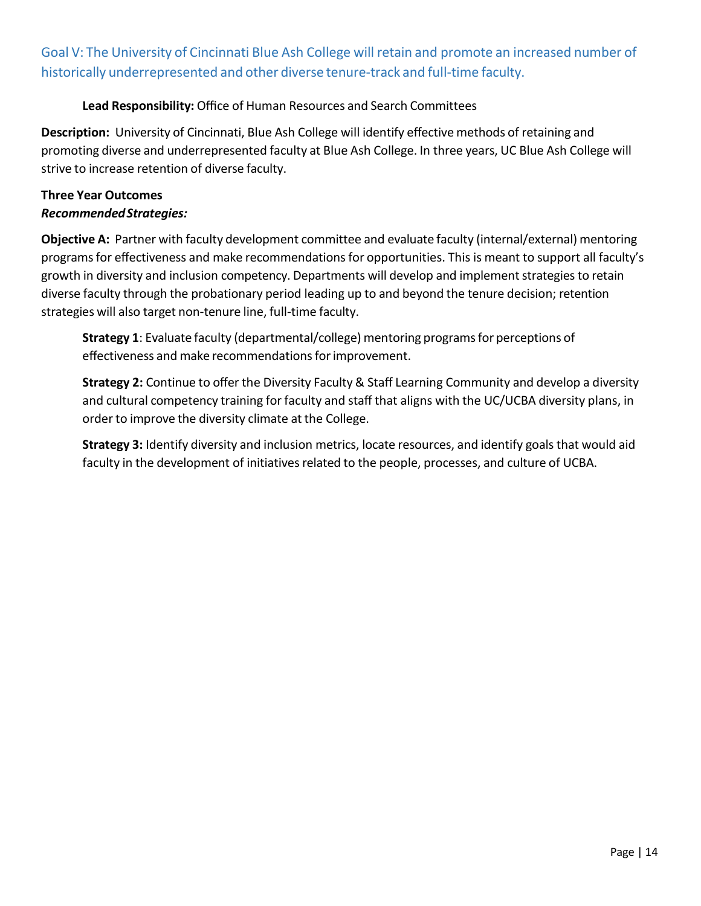## Goal V: The University of Cincinnati Blue Ash College will retain and promote an increased number of historically underrepresented and other diverse tenure-track and full-time faculty.

**Lead Responsibility:** Office of Human Resources and Search Committees

**Description:** University of Cincinnati, Blue Ash College will identify effective methods of retaining and promoting diverse and underrepresented faculty at Blue Ash College. In three years, UC Blue Ash College will strive to increase retention of diverse faculty.

**Three Year Outcomes**
***Recommended Strategies:***

**Objective A:** Partner with faculty development committee and evaluate faculty (internal/external) mentoring programs for effectiveness and make recommendations for opportunities. This is meant to support all faculty's growth in diversity and inclusion competency. Departments will develop and implement strategies to retain diverse faculty through the probationary period leading up to and beyond the tenure decision; retention strategies will also target non-tenure line, full-time faculty.

**Strategy 1**: Evaluate faculty (departmental/college) mentoring programs for perceptions of effectiveness and make recommendations for improvement.

**Strategy 2:** Continue to offer the Diversity Faculty & Staff Learning Community and develop a diversity and cultural competency training for faculty and staff that aligns with the UC/UCBA diversity plans, in order to improve the diversity climate at the College.

**Strategy 3:** Identify diversity and inclusion metrics, locate resources, and identify goals that would aid faculty in the development of initiatives related to the people, processes, and culture of UCBA.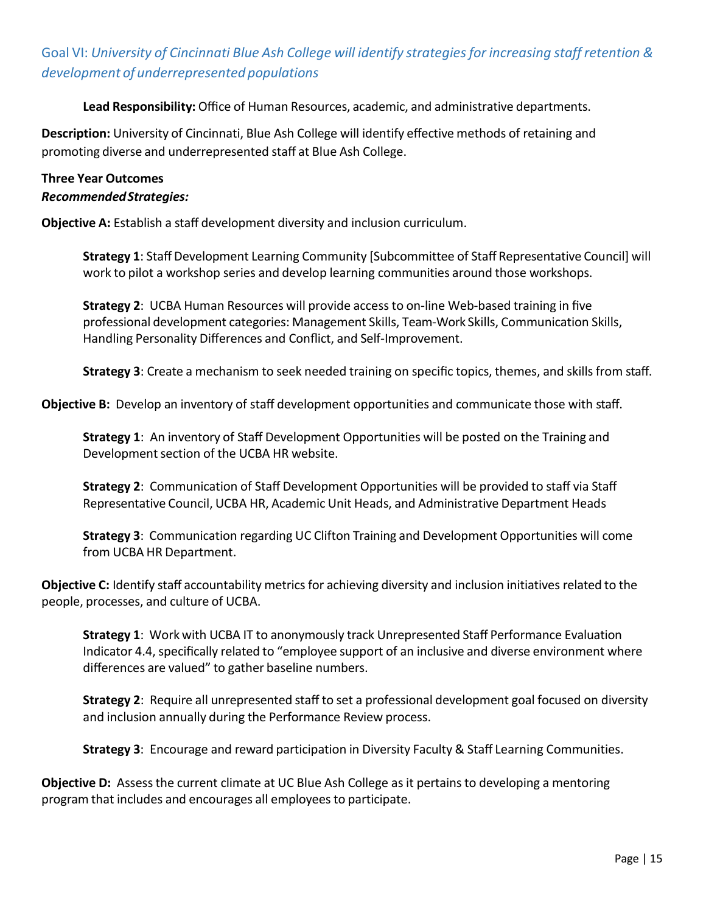## Goal VI: *University of Cincinnati Blue Ash College will identify strategies for increasing staff retention & development of underrepresented populations*

**Lead Responsibility:** Office of Human Resources, academic, and administrative departments.

**Description:** University of Cincinnati, Blue Ash College will identify effective methods of retaining and promoting diverse and underrepresented staff at Blue Ash College.

**Three Year Outcomes**
***Recommended Strategies:***

**Objective A:** Establish a staff development diversity and inclusion curriculum.

> **Strategy 1**: Staff Development Learning Community [Subcommittee of Staff Representative Council] will work to pilot a workshop series and develop learning communities around those workshops.
>
> **Strategy 2**: UCBA Human Resources will provide access to on-line Web-based training in five professional development categories: Management Skills, Team-Work Skills, Communication Skills, Handling Personality Differences and Conflict, and Self-Improvement.
>
> **Strategy 3**: Create a mechanism to seek needed training on specific topics, themes, and skills from staff.

**Objective B:** Develop an inventory of staff development opportunities and communicate those with staff.

> **Strategy 1**: An inventory of Staff Development Opportunities will be posted on the Training and Development section of the UCBA HR website.
>
> **Strategy 2**: Communication of Staff Development Opportunities will be provided to staff via Staff Representative Council, UCBA HR, Academic Unit Heads, and Administrative Department Heads
>
> **Strategy 3**: Communication regarding UC Clifton Training and Development Opportunities will come from UCBA HR Department.

**Objective C:** Identify staff accountability metrics for achieving diversity and inclusion initiatives related to the people, processes, and culture of UCBA.

> **Strategy 1**: Work with UCBA IT to anonymously track Unrepresented Staff Performance Evaluation Indicator 4.4, specifically related to "employee support of an inclusive and diverse environment where differences are valued" to gather baseline numbers.
>
> **Strategy 2**: Require all unrepresented staff to set a professional development goal focused on diversity and inclusion annually during the Performance Review process.
>
> **Strategy 3**: Encourage and reward participation in Diversity Faculty & Staff Learning Communities.

**Objective D:** Assess the current climate at UC Blue Ash College as it pertains to developing a mentoring program that includes and encourages all employees to participate.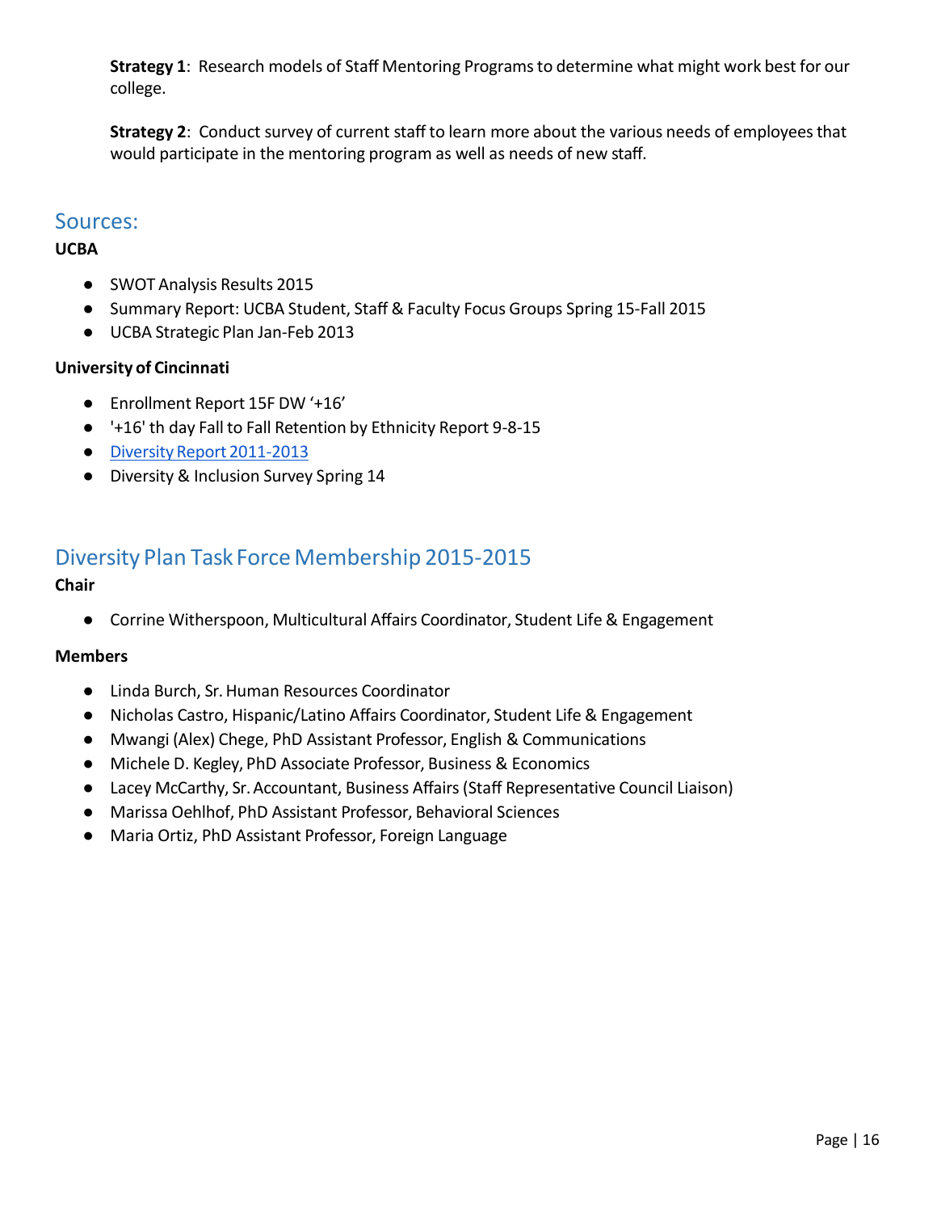**Strategy 1**: Research models of Staff Mentoring Programs to determine what might work best for our college.

**Strategy 2**: Conduct survey of current staff to learn more about the various needs of employees that would participate in the mentoring program as well as needs of new staff.

## Sources:

**UCBA**

- SWOT Analysis Results 2015
- Summary Report: UCBA Student, Staff & Faculty Focus Groups Spring 15-Fall 2015
- UCBA Strategic Plan Jan-Feb 2013

**University of Cincinnati**

- Enrollment Report 15F DW '+16'
- '+16' th day Fall to Fall Retention by Ethnicity Report 9-8-15
- Diversity Report 2011-2013
- Diversity & Inclusion Survey Spring 14

## Diversity Plan Task Force Membership 2015-2015

**Chair**

- Corrine Witherspoon, Multicultural Affairs Coordinator, Student Life & Engagement

**Members**

- Linda Burch, Sr. Human Resources Coordinator
- Nicholas Castro, Hispanic/Latino Affairs Coordinator, Student Life & Engagement
- Mwangi (Alex) Chege, PhD Assistant Professor, English & Communications
- Michele D. Kegley, PhD Associate Professor, Business & Economics
- Lacey McCarthy, Sr. Accountant, Business Affairs (Staff Representative Council Liaison)
- Marissa Oehlhof, PhD Assistant Professor, Behavioral Sciences
- Maria Ortiz, PhD Assistant Professor, Foreign Language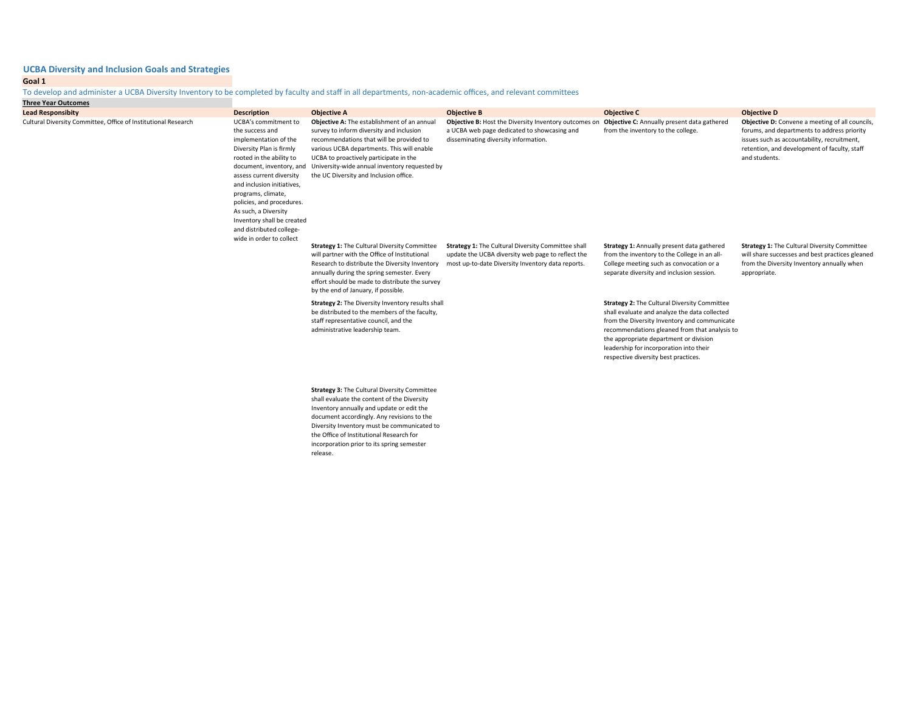## UCBA Diversity and Inclusion Goals and Strategies

**Goal 1**

To develop and administer a UCBA Diversity Inventory to be completed by faculty and staff in all departments, non-academic offices, and relevant committees

**Three Year Outcomes**

| Lead Responsibility | Description | Objective A | Objective B | Objective C | Objective D |
|---|---|---|---|---|---|
| Cultural Diversity Committee, Office of Institutional Research | UCBA's commitment to the success and implementation of the Diversity Plan is firmly rooted in the ability to document, inventory, and assess current diversity and inclusion initiatives, programs, climate, policies, and procedures. As such, a Diversity Inventory shall be created and distributed college-wide in order to collect | **Objective A:** The establishment of an annual survey to inform diversity and inclusion recommendations that will be provided to various UCBA departments. This will enable UCBA to proactively participate in the University-wide annual inventory requested by the UC Diversity and Inclusion office. | **Objective B:** Host the Diversity Inventory outcomes on a UCBA web page dedicated to showcasing and disseminating diversity information. | **Objective C:** Annually present data gathered from the inventory to the college. | **Objective D:** Convene a meeting of all councils, forums, and departments to address priority issues such as accountability, recruitment, retention, and development of faculty, staff and students. |
| | | **Strategy 1:** The Cultural Diversity Committee will partner with the Office of Institutional Research to distribute the Diversity Inventory annually during the spring semester. Every effort should be made to distribute the survey by the end of January, if possible. | **Strategy 1:** The Cultural Diversity Committee shall update the UCBA diversity web page to reflect the most up-to-date Diversity Inventory data reports. | **Strategy 1:** Annually present data gathered from the inventory to the College in an all-College meeting such as convocation or a separate diversity and inclusion session. | **Strategy 1:** The Cultural Diversity Committee will share successes and best practices gleaned from the Diversity Inventory annually when appropriate. |
| | | **Strategy 2:** The Diversity Inventory results shall be distributed to the members of the faculty, staff representative council, and the administrative leadership team. | | **Strategy 2:** The Cultural Diversity Committee shall evaluate and analyze the data collected from the Diversity Inventory and communicate recommendations gleaned from that analysis to the appropriate department or division leadership for incorporation into their respective diversity best practices. | |
| | | **Strategy 3:** The Cultural Diversity Committee shall evaluate the content of the Diversity Inventory annually and update or edit the document accordingly. Any revisions to the Diversity Inventory must be communicated to the Office of Institutional Research for incorporation prior to its spring semester release. | | | |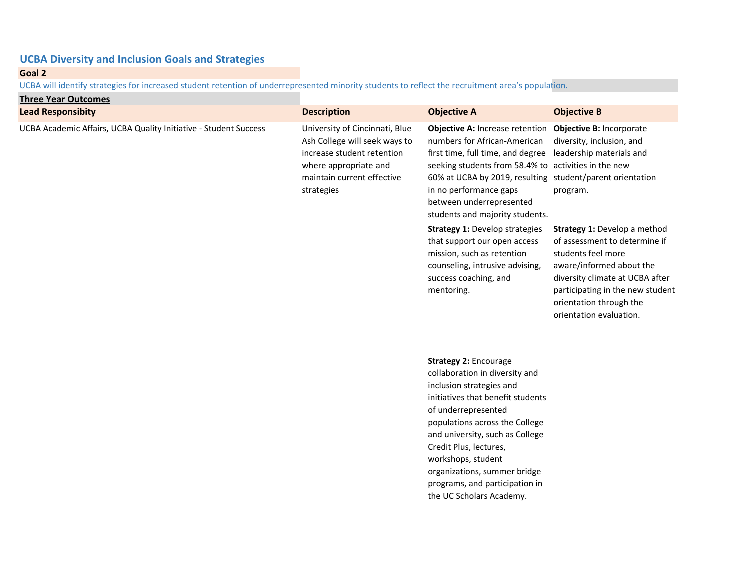## UCBA Diversity and Inclusion Goals and Strategies

**Goal 2**

UCBA will identify strategies for increased student retention of underrepresented minority students to reflect the recruitment area's population.

**Three Year Outcomes**

| Lead Responsibity | Description | Objective A | Objective B |
|---|---|---|---|
| UCBA Academic Affairs, UCBA Quality Initiative - Student Success | University of Cincinnati, Blue Ash College will seek ways to increase student retention where appropriate and maintain current effective strategies | **Objective A:** Increase retention numbers for African-American first time, full time, and degree seeking students from 58.4% to 60% at UCBA by 2019, resulting in no performance gaps between underrepresented students and majority students. | **Objective B:** Incorporate diversity, inclusion, and leadership materials and activities in the new student/parent orientation program. |
| | | **Strategy 1:** Develop strategies that support our open access mission, such as retention counseling, intrusive advising, success coaching, and mentoring. | **Strategy 1:** Develop a method of assessment to determine if students feel more aware/informed about the diversity climate at UCBA after participating in the new student orientation through the orientation evaluation. |
| | | **Strategy 2:** Encourage collaboration in diversity and inclusion strategies and initiatives that benefit students of underrepresented populations across the College and university, such as College Credit Plus, lectures, workshops, student organizations, summer bridge programs, and participation in the UC Scholars Academy. | |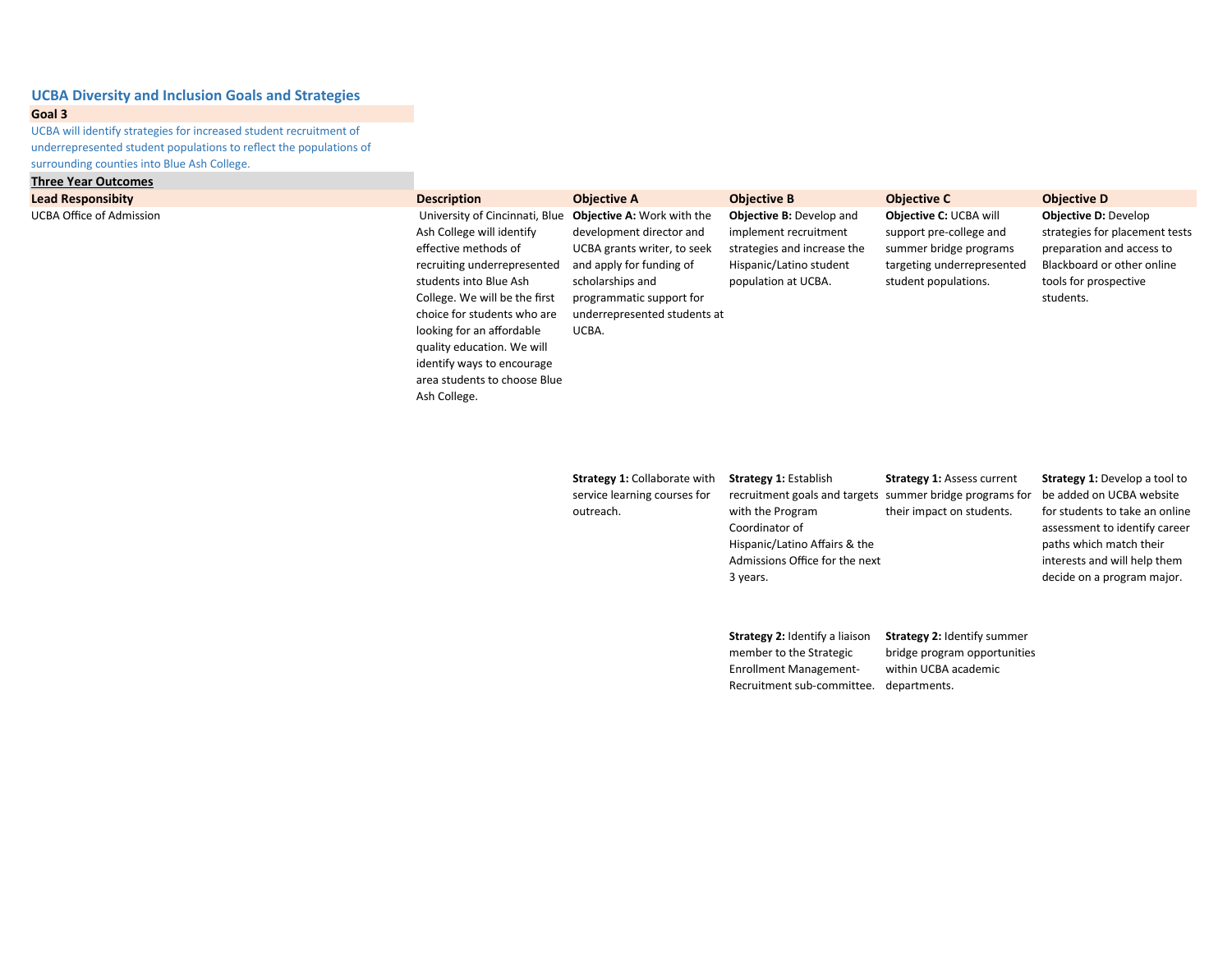## UCBA Diversity and Inclusion Goals and Strategies

**Goal 3**

UCBA will identify strategies for increased student recruitment of underrepresented student populations to reflect the populations of surrounding counties into Blue Ash College.

**Three Year Outcomes**

| Lead Responsibity | Description | Objective A | Objective B | Objective C | Objective D |
|---|---|---|---|---|---|
| UCBA Office of Admission | University of Cincinnati, Blue Ash College will identify effective methods of recruiting underrepresented students into Blue Ash College. We will be the first choice for students who are looking for an affordable quality education. We will identify ways to encourage area students to choose Blue Ash College. | **Objective A:** Work with the development director and UCBA grants writer, to seek and apply for funding of scholarships and programmatic support for underrepresented students at UCBA. | **Objective B:** Develop and implement recruitment strategies and increase the Hispanic/Latino student population at UCBA. | **Objective C:** UCBA will support pre-college and summer bridge programs targeting underrepresented student populations. | **Objective D:** Develop strategies for placement tests preparation and access to Blackboard or other online tools for prospective students. |
| | | **Strategy 1:** Collaborate with service learning courses for outreach. | **Strategy 1:** Establish recruitment goals and targets with the Program Coordinator of Hispanic/Latino Affairs & the Admissions Office for the next 3 years. | **Strategy 1:** Assess current summer bridge programs for their impact on students. | **Strategy 1:** Develop a tool to be added on UCBA website for students to take an online assessment to identify career paths which match their interests and will help them decide on a program major. |
| | | | **Strategy 2:** Identify a liaison member to the Strategic Enrollment Management-Recruitment sub-committee. | **Strategy 2:** Identify summer bridge program opportunities within UCBA academic departments. | |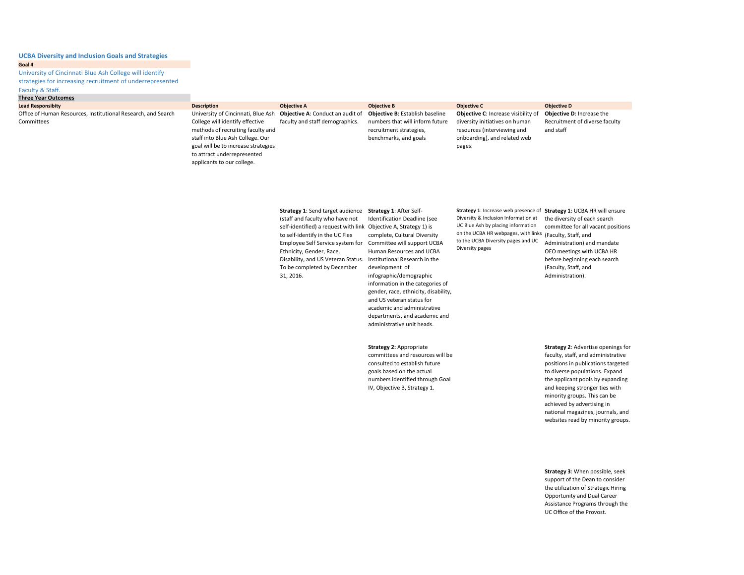## UCBA Diversity and Inclusion Goals and Strategies

**Goal 4**

University of Cincinnati Blue Ash College will identify strategies for increasing recruitment of underrepresented Faculty & Staff.

**Three Year Outcomes**

| Lead Responsibity | Description | Objective A | Objective B | Objective C | Objective D |
|---|---|---|---|---|---|
| Office of Human Resources, Institutional Research, and Search Committees | University of Cincinnati, Blue Ash College will identify effective methods of recruiting faculty and staff into Blue Ash College. Our goal will be to increase strategies to attract underrepresented applicants to our college. | **Objective A**: Conduct an audit of faculty and staff demographics. | **Objective B**: Establish baseline numbers that will inform future recruitment strategies, benchmarks, and goals | **Objective C**: Increase visibility of diversity initiatives on human resources (interviewing and onboarding), and related web pages. | **Objective D**: Increase the Recruitment of diverse faculty and staff |
| | | **Strategy 1**: Send target audience (staff and faculty who have not self-identified) a request with link to self-identify in the UC Flex Employee Self Service system for Ethnicity, Gender, Race, Disability, and US Veteran Status. To be completed by December 31, 2016. | **Strategy 1**: After Self-Identification Deadline (see Objective A, Strategy 1) is complete, Cultural Diversity Committee will support UCBA Human Resources and UCBA Institutional Research in the development of infographic/demographic information in the categories of gender, race, ethnicity, disability, and US veteran status for academic and administrative departments, and academic and administrative unit heads. | **Strategy 1**: Increase web presence of Diversity & Inclusion Information at UC Blue Ash by placing information on the UCBA HR webpages, with links to the UCBA Diversity pages and UC Diversity pages | **Strategy 1**: UCBA HR will ensure the diversity of each search committee for all vacant positions (Faculty, Staff, and Administration) and mandate OEO meetings with UCBA HR before beginning each search (Faculty, Staff, and Administration). |
| | | | **Strategy 2:** Appropriate committees and resources will be consulted to establish future goals based on the actual numbers identified through Goal IV, Objective B, Strategy 1. | | **Strategy 2**: Advertise openings for faculty, staff, and administrative positions in publications targeted to diverse populations. Expand the applicant pools by expanding and keeping stronger ties with minority groups. This can be achieved by advertising in national magazines, journals, and websites read by minority groups. |
| | | | | | **Strategy 3**: When possible, seek support of the Dean to consider the utilization of Strategic Hiring Opportunity and Dual Career Assistance Programs through the UC Office of the Provost. |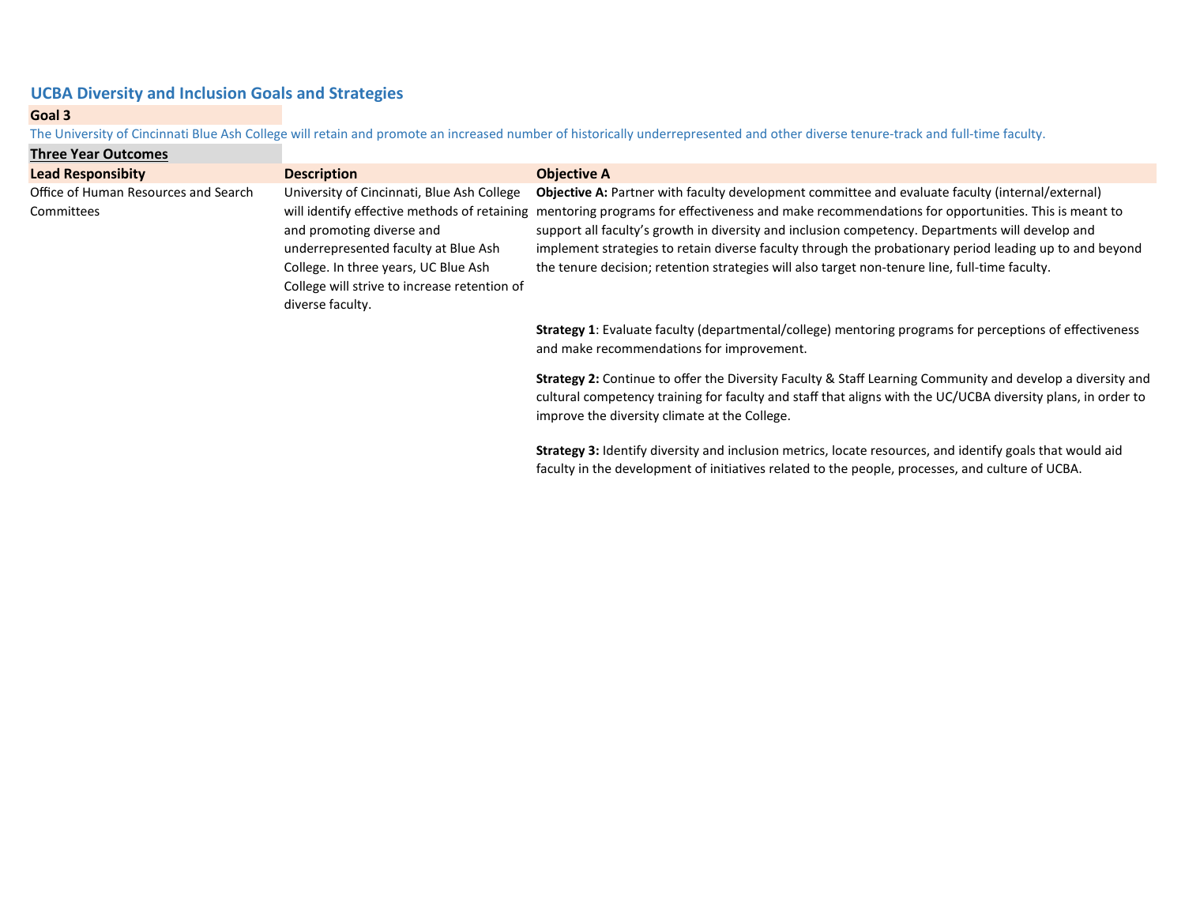## UCBA Diversity and Inclusion Goals and Strategies

**Goal 3**

The University of Cincinnati Blue Ash College will retain and promote an increased number of historically underrepresented and other diverse tenure-track and full-time faculty.

**Three Year Outcomes**

| Lead Responsibity | Description | Objective A |
|---|---|---|
| Office of Human Resources and Search Committees | University of Cincinnati, Blue Ash College will identify effective methods of retaining and promoting diverse and underrepresented faculty at Blue Ash College. In three years, UC Blue Ash College will strive to increase retention of diverse faculty. | **Objective A:** Partner with faculty development committee and evaluate faculty (internal/external) mentoring programs for effectiveness and make recommendations for opportunities. This is meant to support all faculty's growth in diversity and inclusion competency. Departments will develop and implement strategies to retain diverse faculty through the probationary period leading up to and beyond the tenure decision; retention strategies will also target non-tenure line, full-time faculty. |
| | | **Strategy 1**: Evaluate faculty (departmental/college) mentoring programs for perceptions of effectiveness and make recommendations for improvement. |
| | | **Strategy 2:** Continue to offer the Diversity Faculty & Staff Learning Community and develop a diversity and cultural competency training for faculty and staff that aligns with the UC/UCBA diversity plans, in order to improve the diversity climate at the College. |
| | | **Strategy 3:** Identify diversity and inclusion metrics, locate resources, and identify goals that would aid faculty in the development of initiatives related to the people, processes, and culture of UCBA. |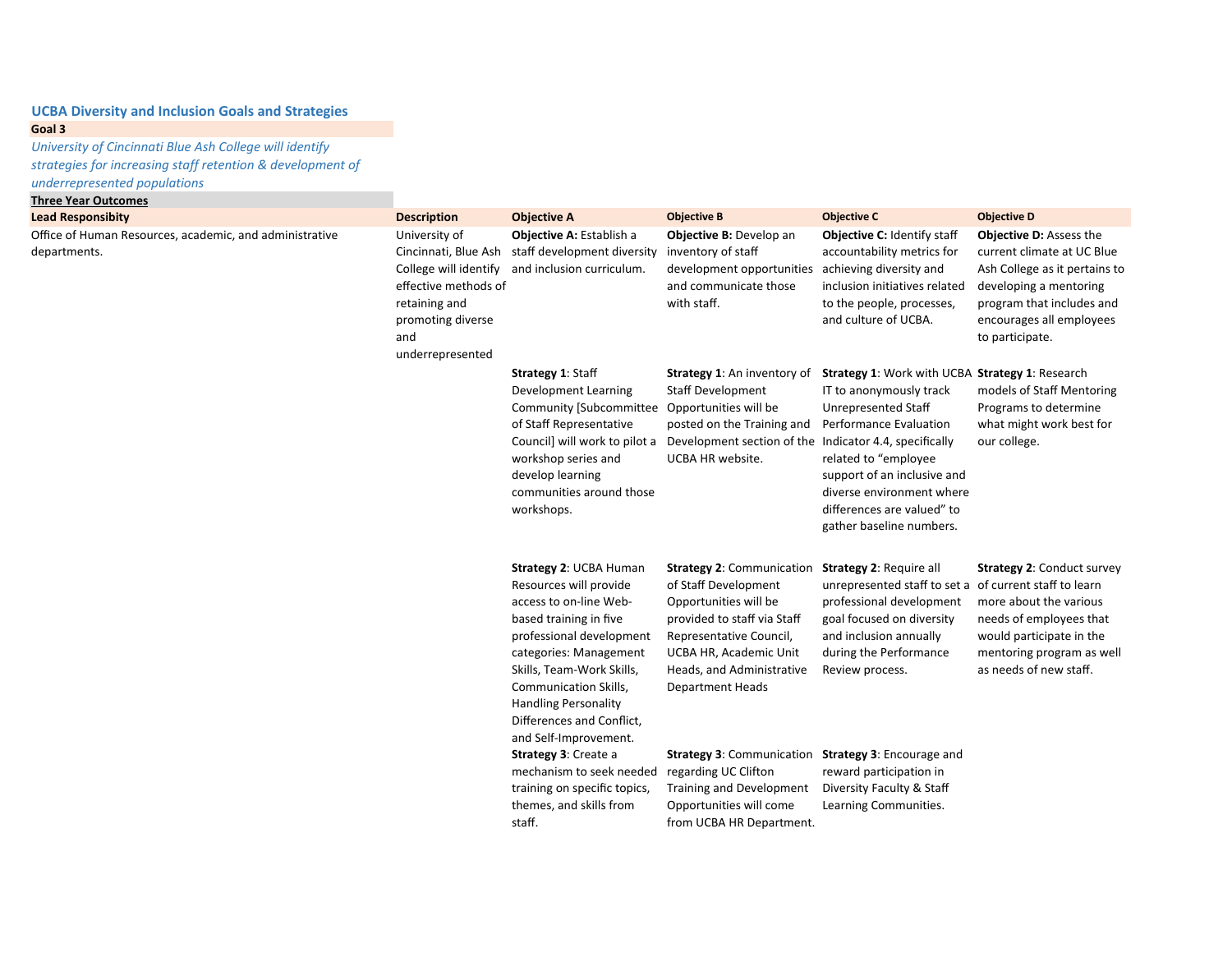## UCBA Diversity and Inclusion Goals and Strategies

**Goal 3**

*University of Cincinnati Blue Ash College will identify strategies for increasing staff retention & development of underrepresented populations*

**Three Year Outcomes**

| Lead Responsibity | Description | Objective A | Objective B | Objective C | Objective D |
|---|---|---|---|---|---|
| Office of Human Resources, academic, and administrative departments. | University of Cincinnati, Blue Ash College will identify effective methods of retaining and promoting diverse and underrepresented | **Objective A:** Establish a staff development diversity and inclusion curriculum. | **Objective B:** Develop an inventory of staff development opportunities and communicate those with staff. | **Objective C:** Identify staff accountability metrics for achieving diversity and inclusion initiatives related to the people, processes, and culture of UCBA. | **Objective D:** Assess the current climate at UC Blue Ash College as it pertains to developing a mentoring program that includes and encourages all employees to participate. |
| | | **Strategy 1**: Staff Development Learning Community [Subcommittee of Staff Representative Council] will work to pilot a workshop series and develop learning communities around those workshops. | **Strategy 1**: An inventory of Staff Development Opportunities will be posted on the Training and Development section of the UCBA HR website. | **Strategy 1**: Work with UCBA IT to anonymously track Unrepresented Staff Performance Evaluation Indicator 4.4, specifically related to "employee support of an inclusive and diverse environment where differences are valued" to gather baseline numbers. | **Strategy 1**: Research models of Staff Mentoring Programs to determine what might work best for our college. |
| | | **Strategy 2**: UCBA Human Resources will provide access to on-line Web-based training in five professional development categories: Management Skills, Team-Work Skills, Communication Skills, Handling Personality Differences and Conflict, and Self-Improvement. | **Strategy 2**: Communication of Staff Development Opportunities will be provided to staff via Staff Representative Council, UCBA HR, Academic Unit Heads, and Administrative Department Heads | **Strategy 2**: Require all unrepresented staff to set a professional development goal focused on diversity and inclusion annually during the Performance Review process. | **Strategy 2**: Conduct survey of current staff to learn more about the various needs of employees that would participate in the mentoring program as well as needs of new staff. |
| | | **Strategy 3**: Create a mechanism to seek needed training on specific topics, themes, and skills from staff. | **Strategy 3**: Communication regarding UC Clifton Training and Development Opportunities will come from UCBA HR Department. | **Strategy 3**: Encourage and reward participation in Diversity Faculty & Staff Learning Communities. | |